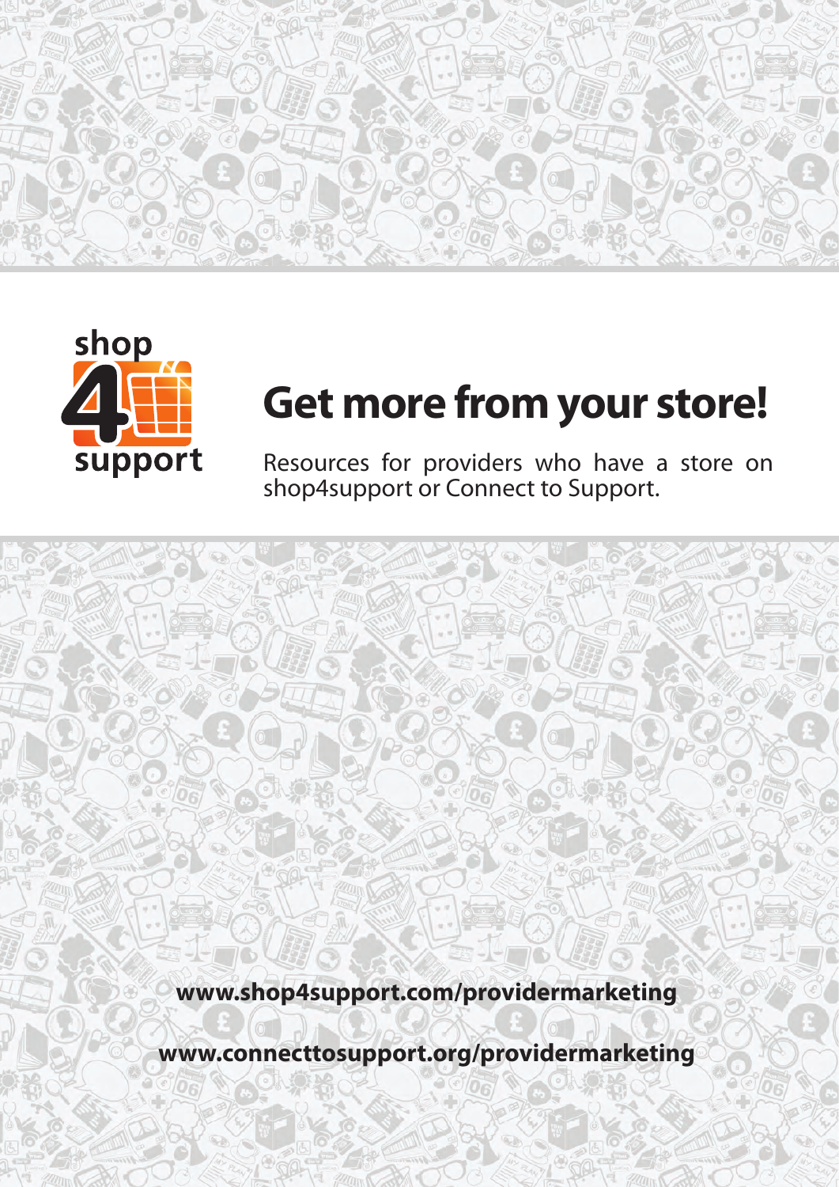shop 4 support

# Get more from your store!

Resources for providers who have a store on shop4support or Connect to Support.

**www.shop4support.com/providermarketing**

**www.connecttosupport.org/providermarketing**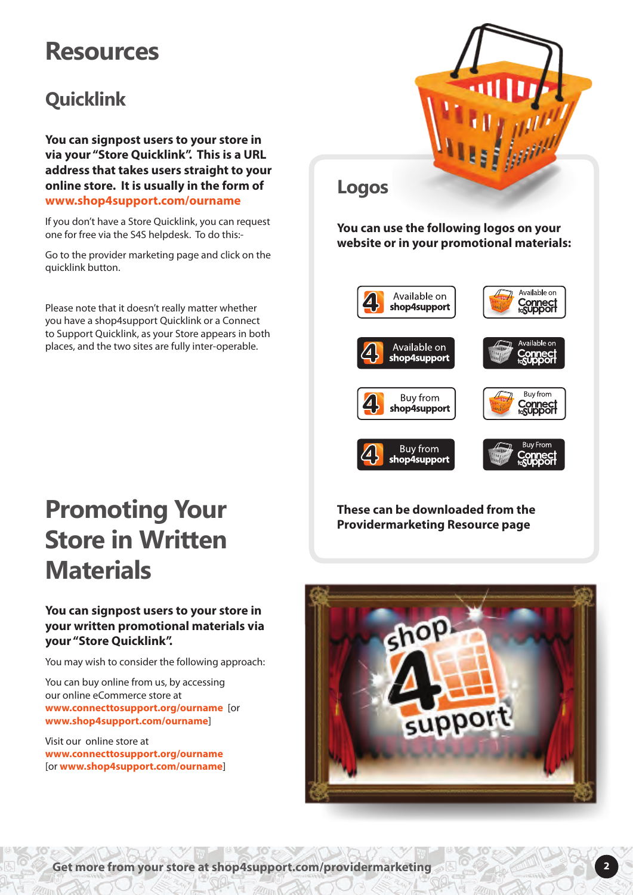# Resources

## Quicklink

**You can signpost users to your store in via your "Store Quicklink". This is a URL address that takes users straight to your online store. It is usually in the form of www.shop4support.com/ourname**

If you don't have a Store Quicklink, you can request one for free via the S4S helpdesk. To do this:-

Go to the provider marketing page and click on the quicklink button.

Please note that it doesn't really matter whether you have a shop4support Quicklink or a Connect to Support Quicklink, as your Store appears in both places, and the two sites are fully inter-operable.

## Logos

**You can use the following logos on your website or in your promotional materials:**

Available on shop4support | Available on Connect to Support

Available on shop4support | Available on Connect to Support

Buy from shop4support | Buy from Connect to Support

Buy from shop4support | Buy From Connect to Support

**These can be downloaded from the Providermarketing Resource page**

# Promoting Your Store in Written Materials

**You can signpost users to your store in your written promotional materials via your "Store Quicklink".**

You may wish to consider the following approach:

You can buy online from us, by accessing our online eCommerce store at **www.connecttosupport.org/ourname** [or **www.shop4support.com/ourname**]

Visit our online store at **www.connecttosupport.org/ourname** [or **www.shop4support.com/ourname**]

Get more from your store at shop4support.com/providermarketing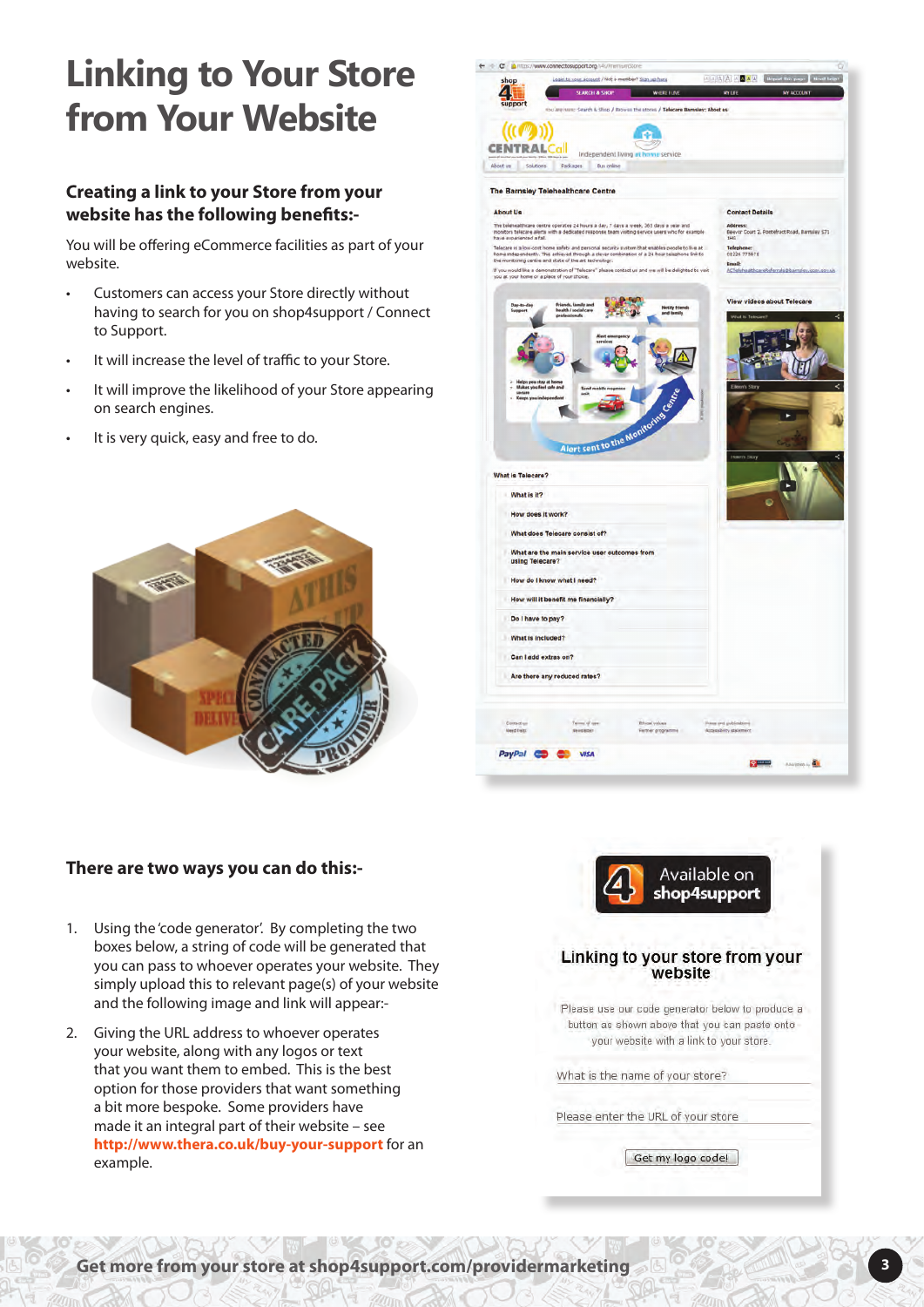# Linking to Your Store from Your Website

### Creating a link to your Store from your website has the following benefits:-

You will be offering eCommerce facilities as part of your website.

- Customers can access your Store directly without having to search for you on shop4support / Connect to Support.
- It will increase the level of traffic to your Store.
- It will improve the likelihood of your Store appearing on search engines.
- It is very quick, easy and free to do.

### There are two ways you can do this:-

1. Using the 'code generator'. By completing the two boxes below, a string of code will be generated that you can pass to whoever operates your website. They simply upload this to relevant page(s) of your website and the following image and link will appear:-
2. Giving the URL address to whoever operates your website, along with any logos or text that you want them to embed. This is the best option for those providers that want something a bit more bespoke. Some providers have made it an integral part of their website – see **http://www.thera.co.uk/buy-your-support** for an example.

Available on shop4support

**Linking to your store from your website**

Please use our code generator below to produce a button as shown above that you can paste onto your website with a link to your store.

What is the name of your store?

Please enter the URL of your store

Get my logo code!

Get more from your store at shop4support.com/providermarketing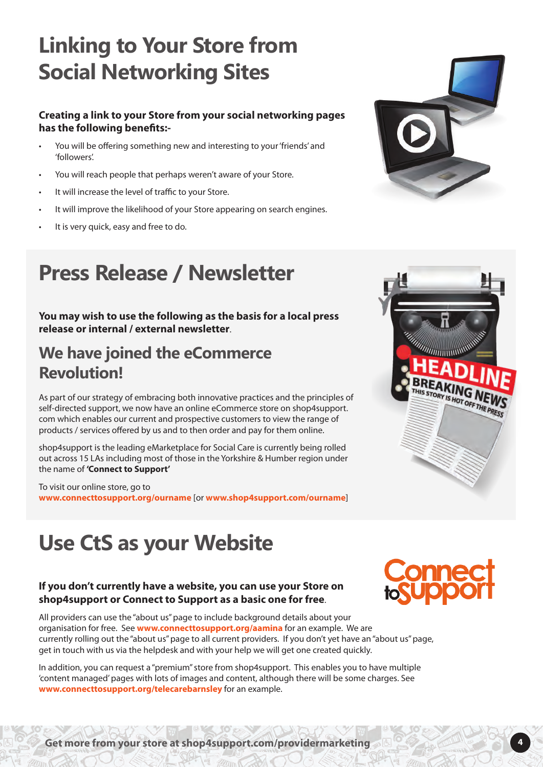# Linking to Your Store from Social Networking Sites

**Creating a link to your Store from your social networking pages has the following benefits:-**

- You will be offering something new and interesting to your 'friends' and 'followers'.
- You will reach people that perhaps weren't aware of your Store.
- It will increase the level of traffic to your Store.
- It will improve the likelihood of your Store appearing on search engines.
- It is very quick, easy and free to do.

# Press Release / Newsletter

**You may wish to use the following as the basis for a local press release or internal / external newsletter**.

## We have joined the eCommerce Revolution!

As part of our strategy of embracing both innovative practices and the principles of self-directed support, we now have an online eCommerce store on shop4support.com which enables our current and prospective customers to view the range of products / services offered by us and to then order and pay for them online.

shop4support is the leading eMarketplace for Social Care is currently being rolled out across 15 LAs including most of those in the Yorkshire & Humber region under the name of **'Connect to Support'**

To visit our online store, go to **www.connecttosupport.org/ourname** [or **www.shop4support.com/ourname**]

# Use CtS as your Website

**If you don't currently have a website, you can use your Store on shop4support or Connect to Support as a basic one for free**.

All providers can use the "about us" page to include background details about your organisation for free. See **www.connecttosupport.org/aamina** for an example. We are currently rolling out the "about us" page to all current providers. If you don't yet have an "about us" page, get in touch with us via the helpdesk and with your help we will get one created quickly.

In addition, you can request a "premium" store from shop4support. This enables you to have multiple 'content managed' pages with lots of images and content, although there will be some charges. See **www.connecttosupport.org/telecarebarnsley** for an example.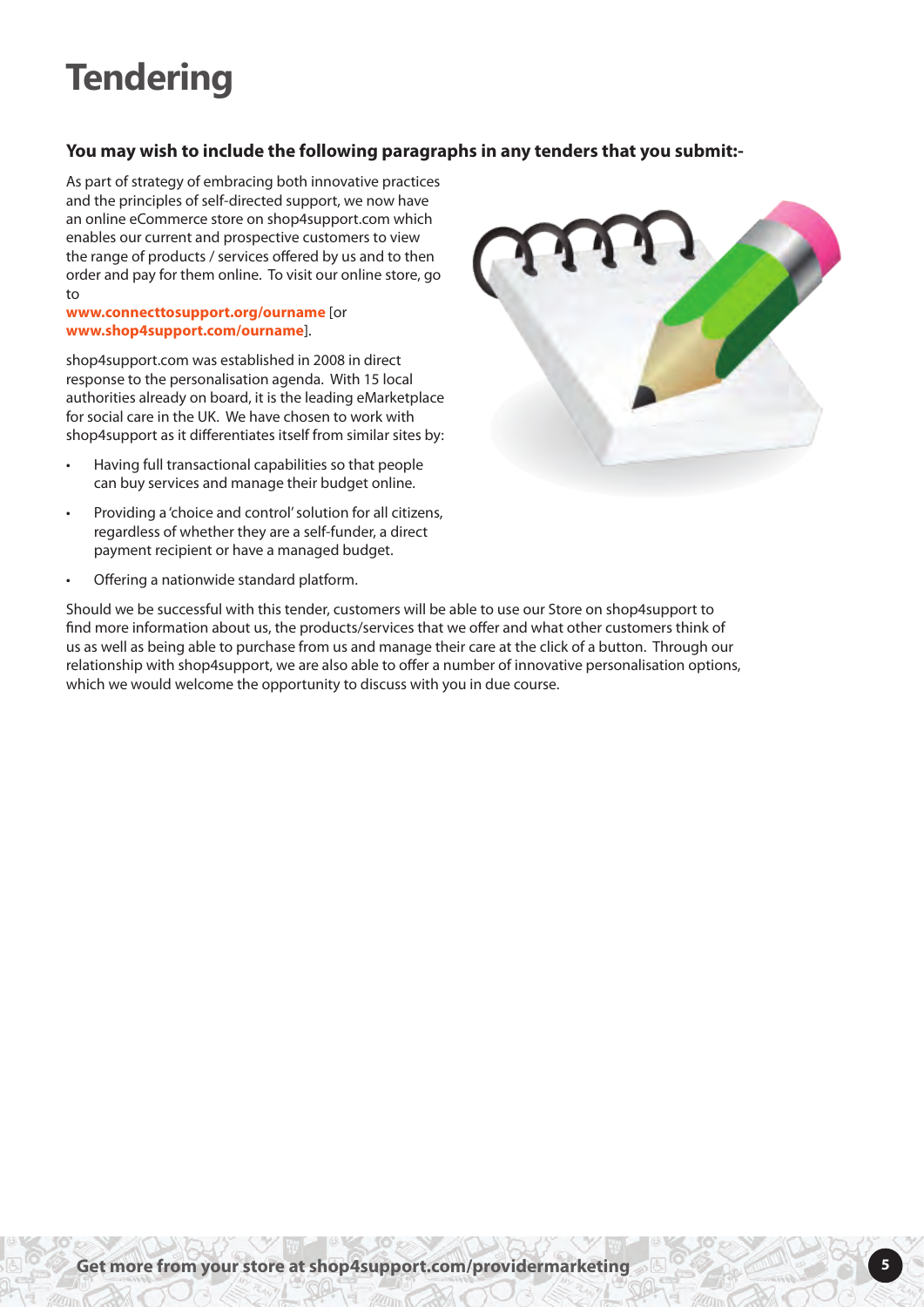# Tendering

**You may wish to include the following paragraphs in any tenders that you submit:-**

As part of strategy of embracing both innovative practices and the principles of self-directed support, we now have an online eCommerce store on shop4support.com which enables our current and prospective customers to view the range of products / services offered by us and to then order and pay for them online. To visit our online store, go to **www.connecttosupport.org/ourname** [or **www.shop4support.com/ourname**].

shop4support.com was established in 2008 in direct response to the personalisation agenda. With 15 local authorities already on board, it is the leading eMarketplace for social care in the UK. We have chosen to work with shop4support as it differentiates itself from similar sites by:

- Having full transactional capabilities so that people can buy services and manage their budget online.
- Providing a 'choice and control' solution for all citizens, regardless of whether they are a self-funder, a direct payment recipient or have a managed budget.
- Offering a nationwide standard platform.

Should we be successful with this tender, customers will be able to use our Store on shop4support to find more information about us, the products/services that we offer and what other customers think of us as well as being able to purchase from us and manage their care at the click of a button. Through our relationship with shop4support, we are also able to offer a number of innovative personalisation options, which we would welcome the opportunity to discuss with you in due course.